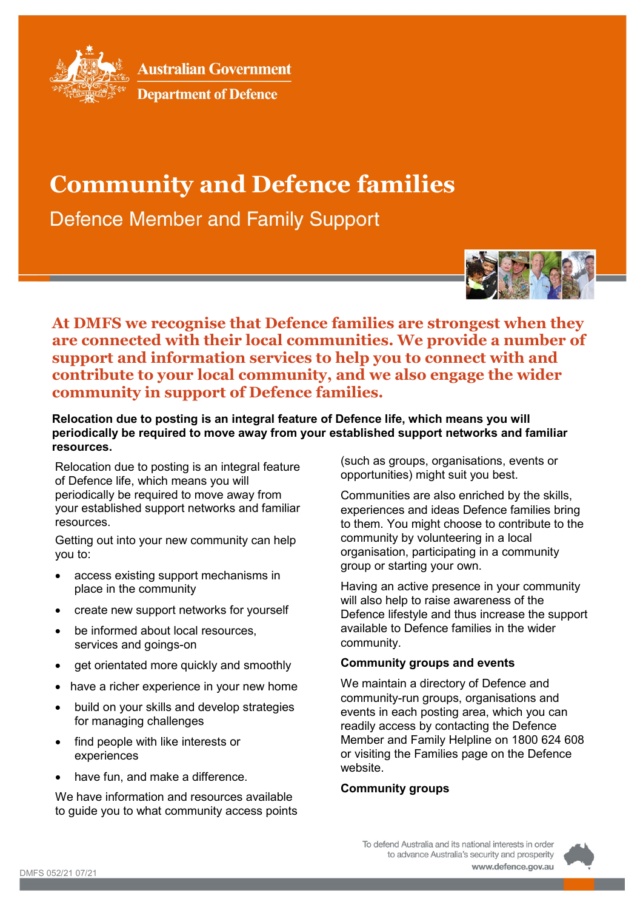Australian Government

Department of Defence

# Community and Defence families

## Defence Member and Family Support

**At DMFS we recognise that Defence families are strongest when they are connected with their local communities. We provide a number of support and information services to help you to connect with and contribute to your local community, and we also engage the wider community in support of Defence families.**

**Relocation due to posting is an integral feature of Defence life, which means you will periodically be required to move away from your established support networks and familiar resources.**

Relocation due to posting is an integral feature of Defence life, which means you will periodically be required to move away from your established support networks and familiar resources.

Getting out into your new community can help you to:

- access existing support mechanisms in place in the community
- create new support networks for yourself
- be informed about local resources, services and goings-on
- get orientated more quickly and smoothly
- have a richer experience in your new home
- build on your skills and develop strategies for managing challenges
- find people with like interests or experiences
- have fun, and make a difference.

We have information and resources available to guide you to what community access points (such as groups, organisations, events or opportunities) might suit you best.

Communities are also enriched by the skills, experiences and ideas Defence families bring to them. You might choose to contribute to the community by volunteering in a local organisation, participating in a community group or starting your own.

Having an active presence in your community will also help to raise awareness of the Defence lifestyle and thus increase the support available to Defence families in the wider community.

### Community groups and events

We maintain a directory of Defence and community-run groups, organisations and events in each posting area, which you can readily access by contacting the Defence Member and Family Helpline on 1800 624 608 or visiting the Families page on the Defence website.

### Community groups

DMFS 052/21 07/21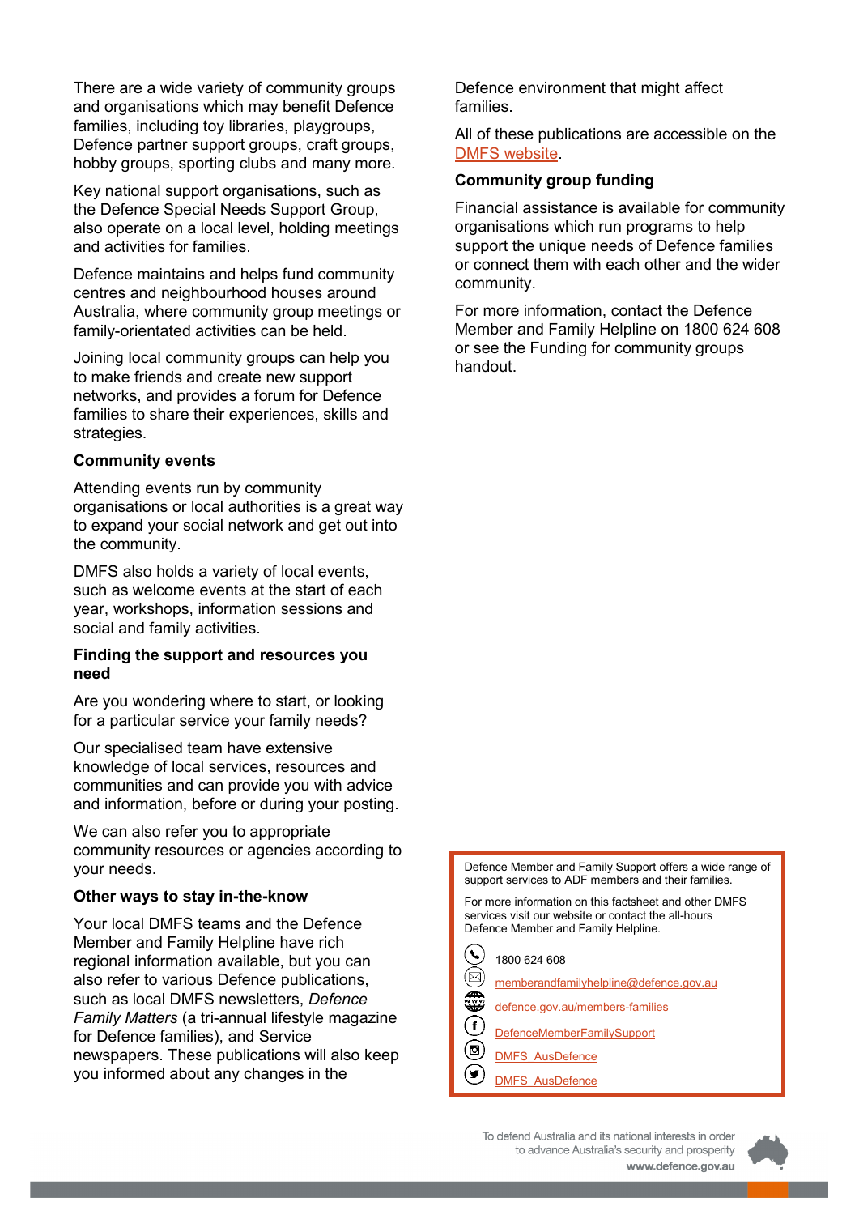There are a wide variety of community groups and organisations which may benefit Defence families, including toy libraries, playgroups, Defence partner support groups, craft groups, hobby groups, sporting clubs and many more.

Key national support organisations, such as the Defence Special Needs Support Group, also operate on a local level, holding meetings and activities for families.

Defence maintains and helps fund community centres and neighbourhood houses around Australia, where community group meetings or family-orientated activities can be held.

Joining local community groups can help you to make friends and create new support networks, and provides a forum for Defence families to share their experiences, skills and strategies.

**Community events**

Attending events run by community organisations or local authorities is a great way to expand your social network and get out into the community.

DMFS also holds a variety of local events, such as welcome events at the start of each year, workshops, information sessions and social and family activities.

**Finding the support and resources you need**

Are you wondering where to start, or looking for a particular service your family needs?

Our specialised team have extensive knowledge of local services, resources and communities and can provide you with advice and information, before or during your posting.

We can also refer you to appropriate community resources or agencies according to your needs.

**Other ways to stay in-the-know**

Your local DMFS teams and the Defence Member and Family Helpline have rich regional information available, but you can also refer to various Defence publications, such as local DMFS newsletters, *Defence Family Matters* (a tri-annual lifestyle magazine for Defence families), and Service newspapers. These publications will also keep you informed about any changes in the Defence environment that might affect families.

All of these publications are accessible on the DMFS website.

**Community group funding**

Financial assistance is available for community organisations which run programs to help support the unique needs of Defence families or connect them with each other and the wider community.

For more information, contact the Defence Member and Family Helpline on 1800 624 608 or see the Funding for community groups handout.

Defence Member and Family Support offers a wide range of support services to ADF members and their families.

For more information on this factsheet and other DMFS services visit our website or contact the all-hours Defence Member and Family Helpline.

- 1800 624 608
- memberandfamilyhelpline@defence.gov.au
- defence.gov.au/members-families
- DefenceMemberFamilySupport
- DMFS_AusDefence
- DMFS_AusDefence